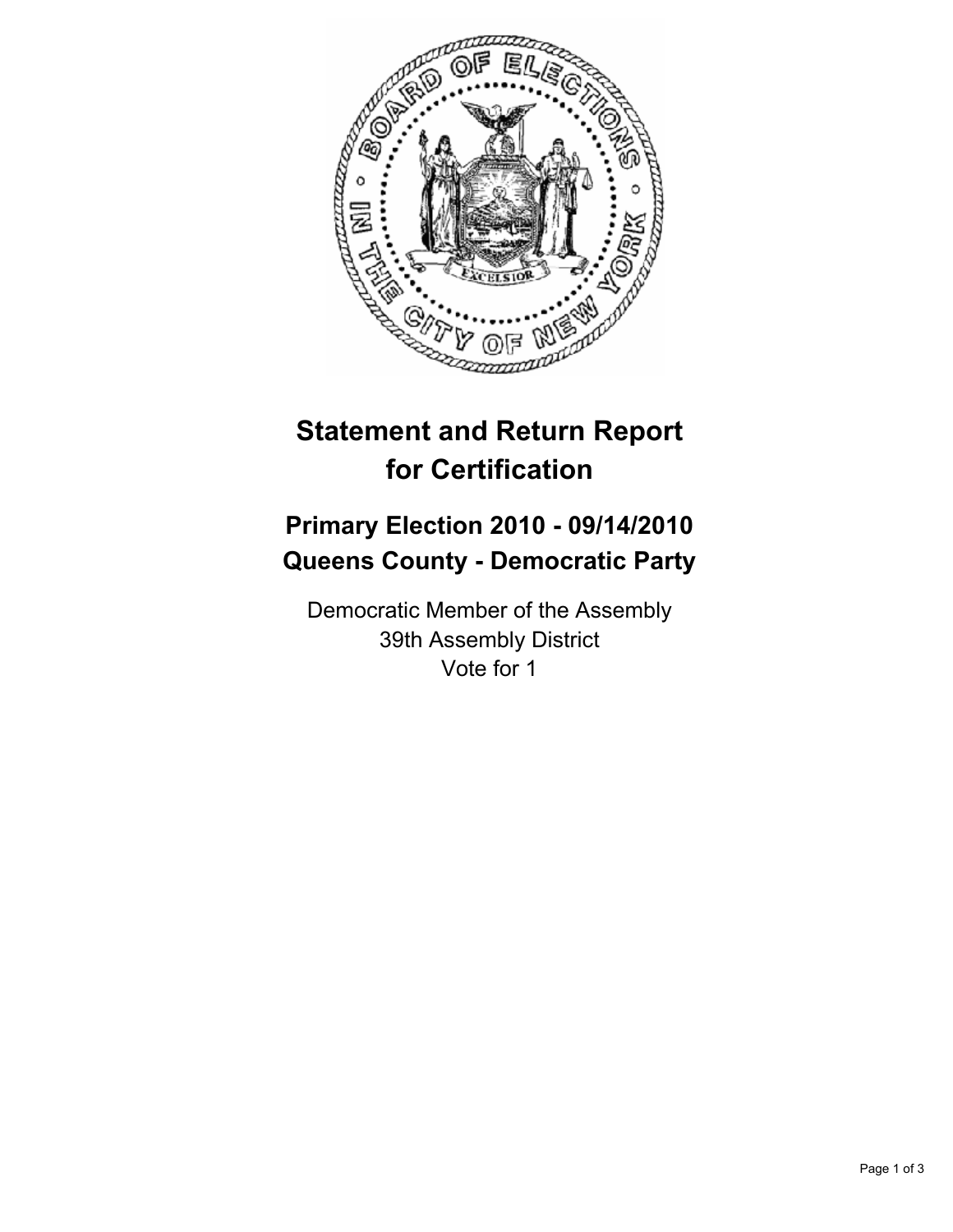# Statement and Return Report for Certification

## Primary Election 2010 - 09/14/2010
## Queens County - Democratic Party

Democratic Member of the Assembly
39th Assembly District
Vote for 1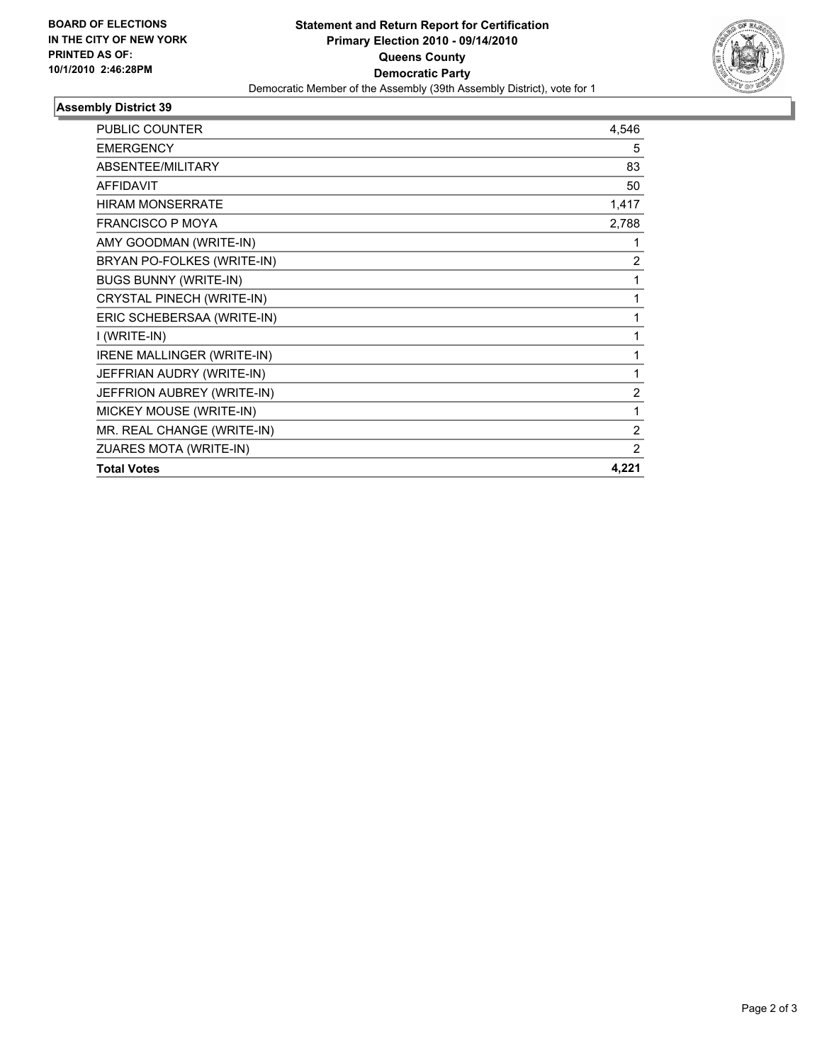BOARD OF ELECTIONS
IN THE CITY OF NEW YORK
PRINTED AS OF:
10/1/2010 2:46:28PM

**Statement and Return Report for Certification**
**Primary Election 2010 - 09/14/2010**
**Queens County**
**Democratic Party**
Democratic Member of the Assembly (39th Assembly District), vote for 1

## Assembly District 39

| | |
|---|---|
| PUBLIC COUNTER | 4,546 |
| EMERGENCY | 5 |
| ABSENTEE/MILITARY | 83 |
| AFFIDAVIT | 50 |
| HIRAM MONSERRATE | 1,417 |
| FRANCISCO P MOYA | 2,788 |
| AMY GOODMAN (WRITE-IN) | 1 |
| BRYAN PO-FOLKES (WRITE-IN) | 2 |
| BUGS BUNNY (WRITE-IN) | 1 |
| CRYSTAL PINECH (WRITE-IN) | 1 |
| ERIC SCHEBERSAA (WRITE-IN) | 1 |
| I (WRITE-IN) | 1 |
| IRENE MALLINGER (WRITE-IN) | 1 |
| JEFFRIAN AUDRY (WRITE-IN) | 1 |
| JEFFRION AUBREY (WRITE-IN) | 2 |
| MICKEY MOUSE (WRITE-IN) | 1 |
| MR. REAL CHANGE (WRITE-IN) | 2 |
| ZUARES MOTA (WRITE-IN) | 2 |
| **Total Votes** | **4,221** |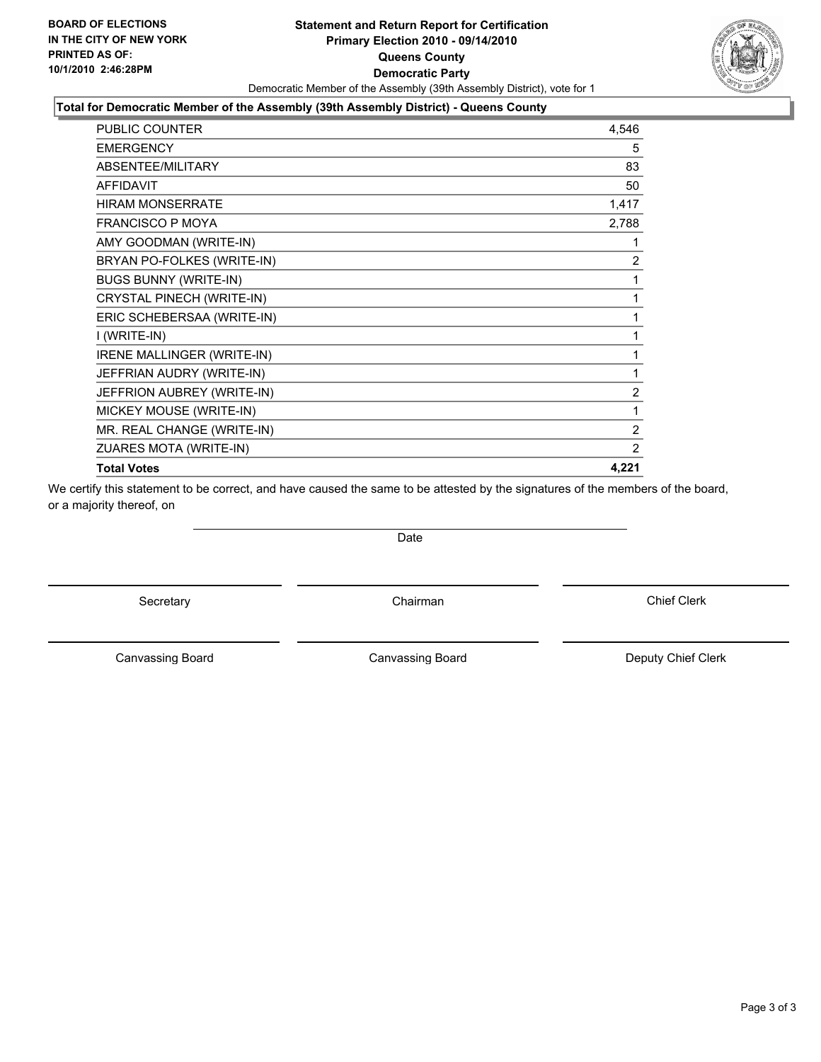**BOARD OF ELECTIONS IN THE CITY OF NEW YORK PRINTED AS OF: 10/1/2010 2:46:28PM**

**Statement and Return Report for Certification**
**Primary Election 2010 - 09/14/2010**
**Queens County**
**Democratic Party**

Democratic Member of the Assembly (39th Assembly District), vote for 1

**Total for Democratic Member of the Assembly (39th Assembly District) - Queens County**

| | |
|---|---|
| PUBLIC COUNTER | 4,546 |
| EMERGENCY | 5 |
| ABSENTEE/MILITARY | 83 |
| AFFIDAVIT | 50 |
| HIRAM MONSERRATE | 1,417 |
| FRANCISCO P MOYA | 2,788 |
| AMY GOODMAN (WRITE-IN) | 1 |
| BRYAN PO-FOLKES (WRITE-IN) | 2 |
| BUGS BUNNY (WRITE-IN) | 1 |
| CRYSTAL PINECH (WRITE-IN) | 1 |
| ERIC SCHEBERSAA (WRITE-IN) | 1 |
| I (WRITE-IN) | 1 |
| IRENE MALLINGER (WRITE-IN) | 1 |
| JEFFRIAN AUDRY (WRITE-IN) | 1 |
| JEFFRION AUBREY (WRITE-IN) | 2 |
| MICKEY MOUSE (WRITE-IN) | 1 |
| MR. REAL CHANGE (WRITE-IN) | 2 |
| ZUARES MOTA (WRITE-IN) | 2 |
| **Total Votes** | **4,221** |

We certify this statement to be correct, and have caused the same to be attested by the signatures of the members of the board, or a majority thereof, on

Date

Secretary | Chairman | Chief Clerk

Canvassing Board | Canvassing Board | Deputy Chief Clerk